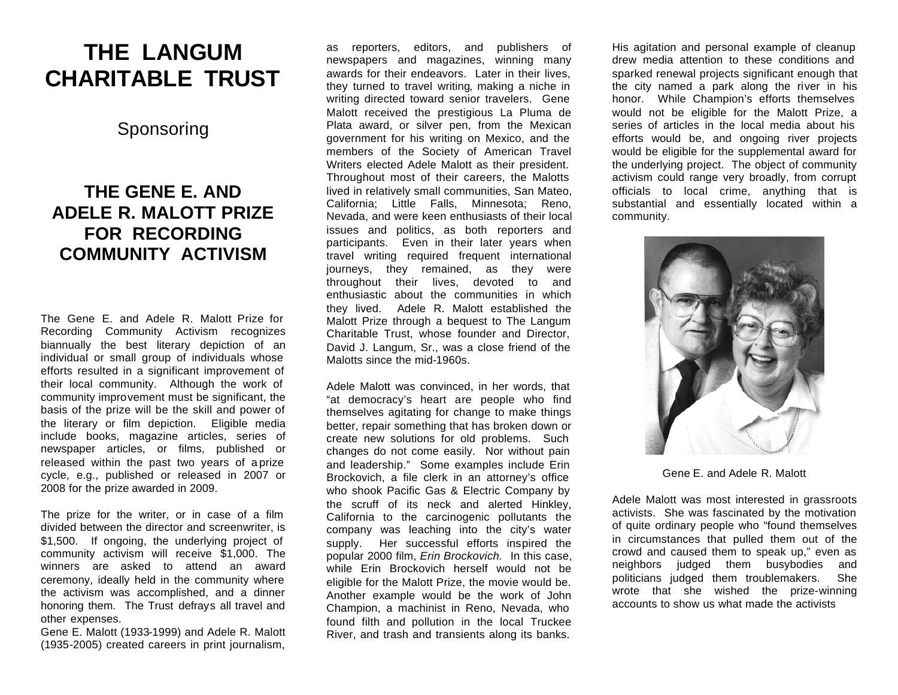# THE LANGUM CHARITABLE TRUST

Sponsoring

## THE GENE E. AND ADELE R. MALOTT PRIZE FOR RECORDING COMMUNITY ACTIVISM

The Gene E. and Adele R. Malott Prize for Recording Community Activism recognizes biannually the best literary depiction of an individual or small group of individuals whose efforts resulted in a significant improvement of their local community. Although the work of community improvement must be significant, the basis of the prize will be the skill and power of the literary or film depiction. Eligible media include books, magazine articles, series of newspaper articles, or films, published or released within the past two years of a prize cycle, e.g., published or released in 2007 or 2008 for the prize awarded in 2009.

The prize for the writer, or in case of a film divided between the director and screenwriter, is $1,500. If ongoing, the underlying project of community activism will receive $1,000. The winners are asked to attend an award ceremony, ideally held in the community where the activism was accomplished, and a dinner honoring them. The Trust defrays all travel and other expenses.

Gene E. Malott (1933-1999) and Adele R. Malott (1935-2005) created careers in print journalism, as reporters, editors, and publishers of newspapers and magazines, winning many awards for their endeavors. Later in their lives, they turned to travel writing, making a niche in writing directed toward senior travelers. Gene Malott received the prestigious La Pluma de Plata award, or silver pen, from the Mexican government for his writing on Mexico, and the members of the Society of American Travel Writers elected Adele Malott as their president. Throughout most of their careers, the Malotts lived in relatively small communities, San Mateo, California; Little Falls, Minnesota; Reno, Nevada, and were keen enthusiasts of their local issues and politics, as both reporters and participants. Even in their later years when travel writing required frequent international journeys, they remained, as they were throughout their lives, devoted to and enthusiastic about the communities in which they lived. Adele R. Malott established the Malott Prize through a bequest to The Langum Charitable Trust, whose founder and Director, David J. Langum, Sr., was a close friend of the Malotts since the mid-1960s.

Adele Malott was convinced, in her words, that "at democracy's heart are people who find themselves agitating for change to make things better, repair something that has broken down or create new solutions for old problems. Such changes do not come easily. Nor without pain and leadership." Some examples include Erin Brockovich, a file clerk in an attorney's office who shook Pacific Gas & Electric Company by the scruff of its neck and alerted Hinkley, California to the carcinogenic pollutants the company was leaching into the city's water supply. Her successful efforts inspired the popular 2000 film, *Erin Brockovich.* In this case, while Erin Brockovich herself would not be eligible for the Malott Prize, the movie would be. Another example would be the work of John Champion, a machinist in Reno, Nevada, who found filth and pollution in the local Truckee River, and trash and transients along its banks. His agitation and personal example of cleanup drew media attention to these conditions and sparked renewal projects significant enough that the city named a park along the river in his honor. While Champion's efforts themselves would not be eligible for the Malott Prize, a series of articles in the local media about his efforts would be, and ongoing river projects would be eligible for the supplemental award for the underlying project. The object of community activism could range very broadly, from corrupt officials to local crime, anything that is substantial and essentially located within a community.

Gene E. and Adele R. Malott

Adele Malott was most interested in grassroots activists. She was fascinated by the motivation of quite ordinary people who "found themselves in circumstances that pulled them out of the crowd and caused them to speak up," even as neighbors judged them busybodies and politicians judged them troublemakers. She wrote that she wished the prize-winning accounts to show us what made the activists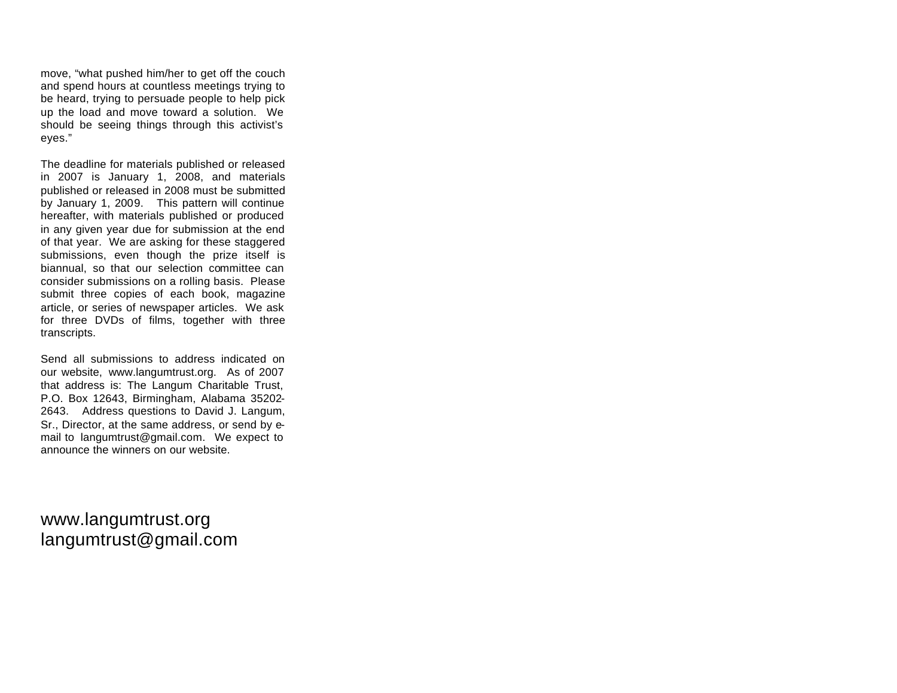move, "what pushed him/her to get off the couch and spend hours at countless meetings trying to be heard, trying to persuade people to help pick up the load and move toward a solution. We should be seeing things through this activist's eyes."

The deadline for materials published or released in 2007 is January 1, 2008, and materials published or released in 2008 must be submitted by January 1, 2009. This pattern will continue hereafter, with materials published or produced in any given year due for submission at the end of that year. We are asking for these staggered submissions, even though the prize itself is biannual, so that our selection committee can consider submissions on a rolling basis. Please submit three copies of each book, magazine article, or series of newspaper articles. We ask for three DVDs of films, together with three transcripts.

Send all submissions to address indicated on our website, www.langumtrust.org. As of 2007 that address is: The Langum Charitable Trust, P.O. Box 12643, Birmingham, Alabama 35202-2643. Address questions to David J. Langum, Sr., Director, at the same address, or send by e-mail to langumtrust@gmail.com. We expect to announce the winners on our website.

www.langumtrust.org
langumtrust@gmail.com